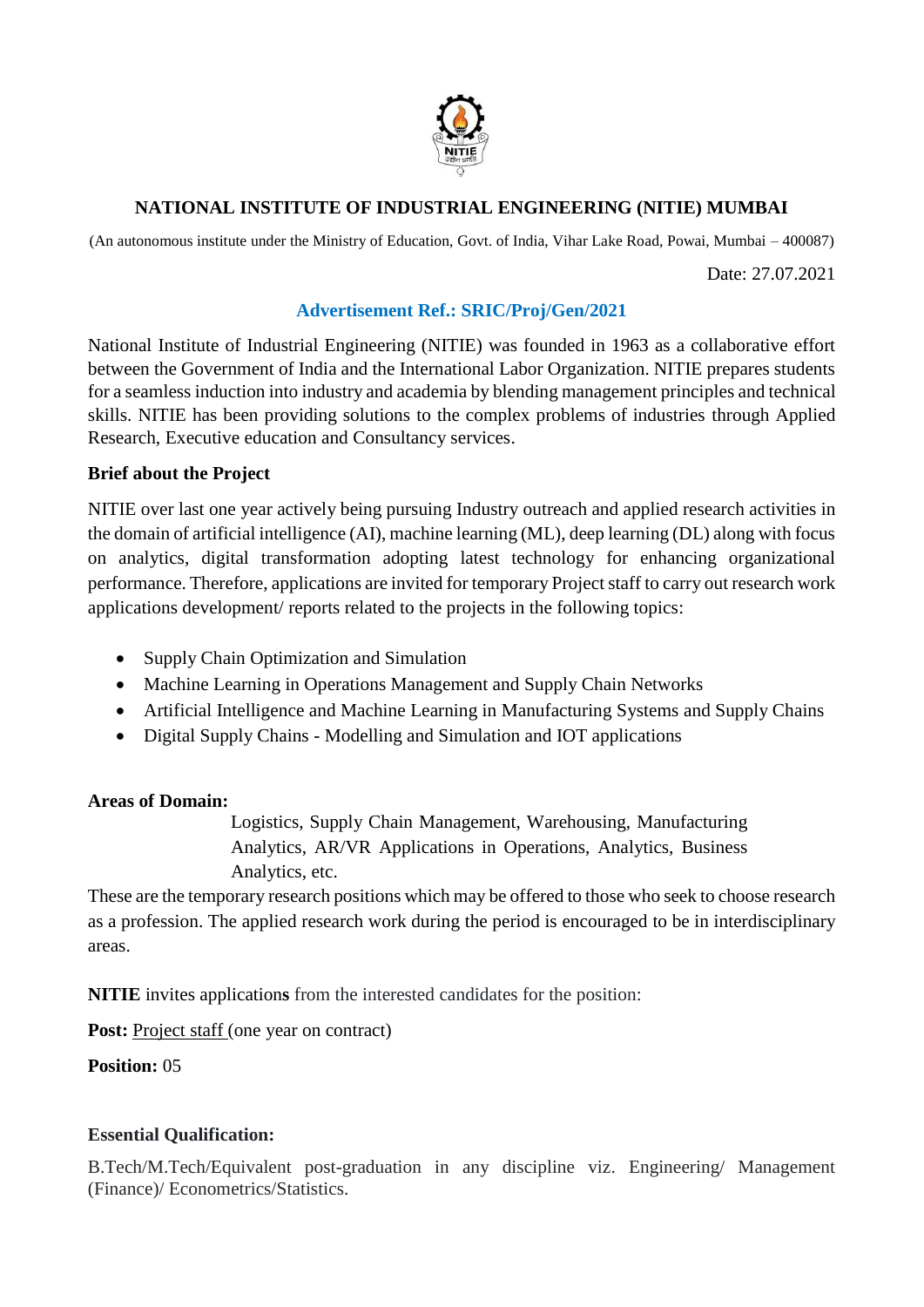## NATIONAL INSTITUTE OF INDUSTRIAL ENGINEERING (NITIE) MUMBAI

(An autonomous institute under the Ministry of Education, Govt. of India, Vihar Lake Road, Powai, Mumbai – 400087)

Date: 27.07.2021

### Advertisement Ref.: SRIC/Proj/Gen/2021

National Institute of Industrial Engineering (NITIE) was founded in 1963 as a collaborative effort between the Government of India and the International Labor Organization. NITIE prepares students for a seamless induction into industry and academia by blending management principles and technical skills. NITIE has been providing solutions to the complex problems of industries through Applied Research, Executive education and Consultancy services.

**Brief about the Project**

NITIE over last one year actively being pursuing Industry outreach and applied research activities in the domain of artificial intelligence (AI), machine learning (ML), deep learning (DL) along with focus on analytics, digital transformation adopting latest technology for enhancing organizational performance. Therefore, applications are invited for temporary Project staff to carry out research work applications development/ reports related to the projects in the following topics:

- Supply Chain Optimization and Simulation
- Machine Learning in Operations Management and Supply Chain Networks
- Artificial Intelligence and Machine Learning in Manufacturing Systems and Supply Chains
- Digital Supply Chains - Modelling and Simulation and IOT applications

**Areas of Domain:**

Logistics, Supply Chain Management, Warehousing, Manufacturing Analytics, AR/VR Applications in Operations, Analytics, Business Analytics, etc.

These are the temporary research positions which may be offered to those who seek to choose research as a profession. The applied research work during the period is encouraged to be in interdisciplinary areas.

**NITIE** invites application**s** from the interested candidates for the position:

**Post:** Project staff (one year on contract)

**Position:** 05

**Essential Qualification:**

B.Tech/M.Tech/Equivalent post-graduation in any discipline viz. Engineering/ Management (Finance)/ Econometrics/Statistics.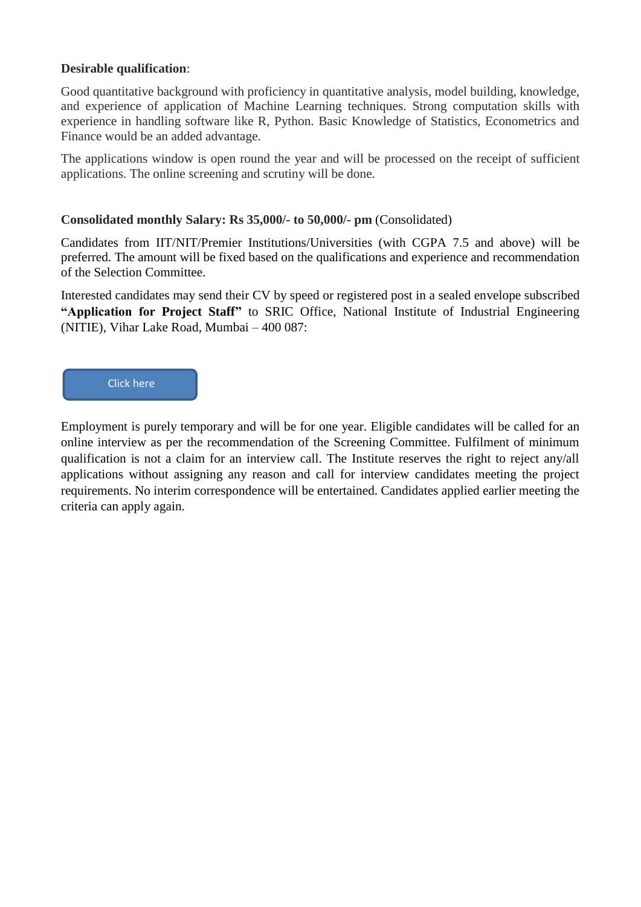**Desirable qualification**:

Good quantitative background with proficiency in quantitative analysis, model building, knowledge, and experience of application of Machine Learning techniques. Strong computation skills with experience in handling software like R, Python. Basic Knowledge of Statistics, Econometrics and Finance would be an added advantage.

The applications window is open round the year and will be processed on the receipt of sufficient applications. The online screening and scrutiny will be done.

**Consolidated monthly Salary: Rs 35,000/- to 50,000/- pm** (Consolidated)

Candidates from IIT/NIT/Premier Institutions/Universities (with CGPA 7.5 and above) will be preferred. The amount will be fixed based on the qualifications and experience and recommendation of the Selection Committee.

Interested candidates may send their CV by speed or registered post in a sealed envelope subscribed **"Application for Project Staff"** to SRIC Office, National Institute of Industrial Engineering (NITIE), Vihar Lake Road, Mumbai – 400 087:

Click here

Employment is purely temporary and will be for one year. Eligible candidates will be called for an online interview as per the recommendation of the Screening Committee. Fulfilment of minimum qualification is not a claim for an interview call. The Institute reserves the right to reject any/all applications without assigning any reason and call for interview candidates meeting the project requirements. No interim correspondence will be entertained. Candidates applied earlier meeting the criteria can apply again.